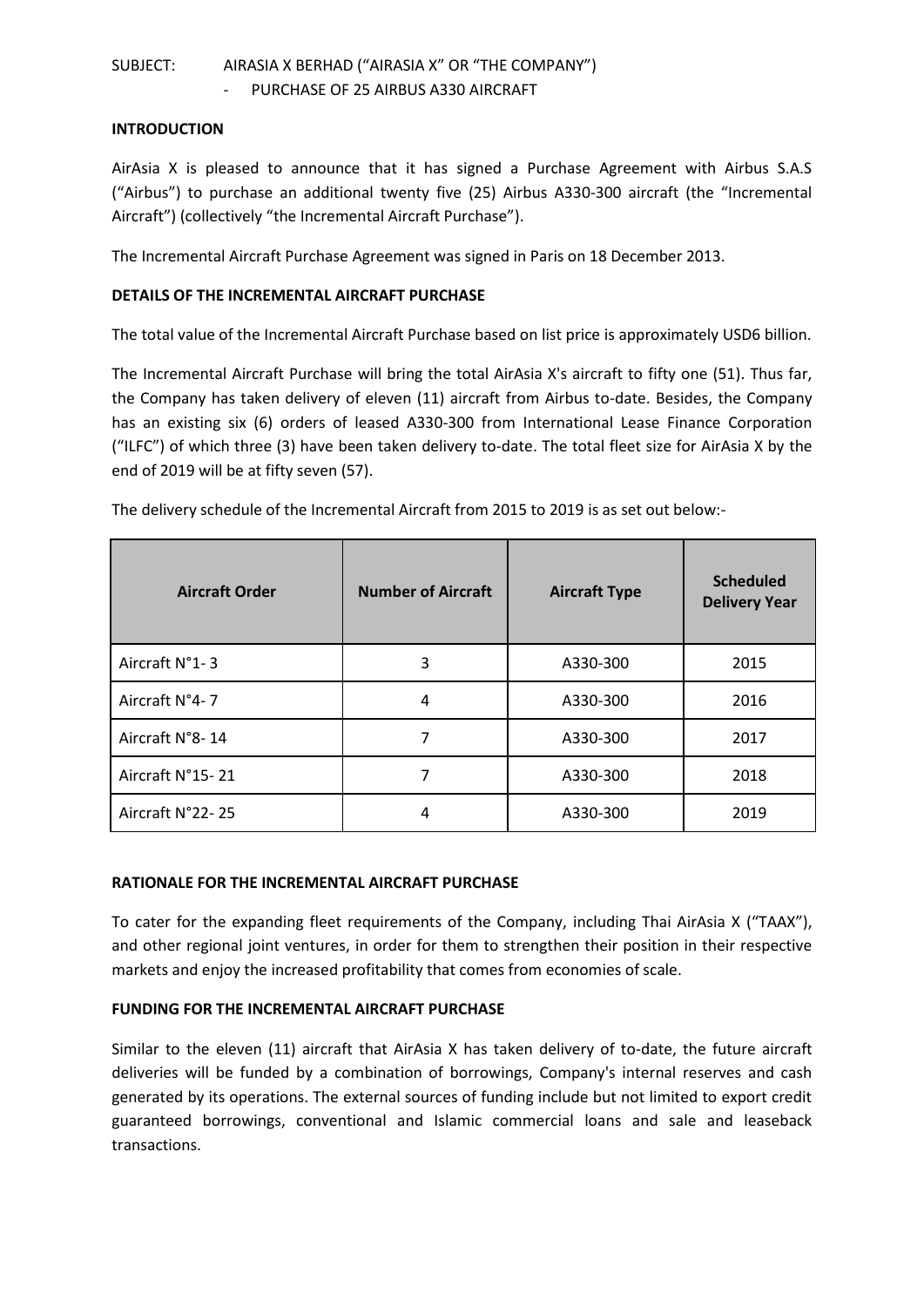SUBJECT: AIRASIA X BERHAD ("AIRASIA X" OR "THE COMPANY")
- PURCHASE OF 25 AIRBUS A330 AIRCRAFT

**INTRODUCTION**

AirAsia X is pleased to announce that it has signed a Purchase Agreement with Airbus S.A.S ("Airbus") to purchase an additional twenty five (25) Airbus A330-300 aircraft (the "Incremental Aircraft") (collectively "the Incremental Aircraft Purchase").

The Incremental Aircraft Purchase Agreement was signed in Paris on 18 December 2013.

**DETAILS OF THE INCREMENTAL AIRCRAFT PURCHASE**

The total value of the Incremental Aircraft Purchase based on list price is approximately USD6 billion.

The Incremental Aircraft Purchase will bring the total AirAsia X's aircraft to fifty one (51). Thus far, the Company has taken delivery of eleven (11) aircraft from Airbus to-date. Besides, the Company has an existing six (6) orders of leased A330-300 from International Lease Finance Corporation ("ILFC") of which three (3) have been taken delivery to-date. The total fleet size for AirAsia X by the end of 2019 will be at fifty seven (57).

The delivery schedule of the Incremental Aircraft from 2015 to 2019 is as set out below:-

| Aircraft Order | Number of Aircraft | Aircraft Type | Scheduled Delivery Year |
|---|---|---|---|
| Aircraft N°1- 3 | 3 | A330-300 | 2015 |
| Aircraft N°4- 7 | 4 | A330-300 | 2016 |
| Aircraft N°8- 14 | 7 | A330-300 | 2017 |
| Aircraft N°15- 21 | 7 | A330-300 | 2018 |
| Aircraft N°22- 25 | 4 | A330-300 | 2019 |

**RATIONALE FOR THE INCREMENTAL AIRCRAFT PURCHASE**

To cater for the expanding fleet requirements of the Company, including Thai AirAsia X ("TAAX"), and other regional joint ventures, in order for them to strengthen their position in their respective markets and enjoy the increased profitability that comes from economies of scale.

**FUNDING FOR THE INCREMENTAL AIRCRAFT PURCHASE**

Similar to the eleven (11) aircraft that AirAsia X has taken delivery of to-date, the future aircraft deliveries will be funded by a combination of borrowings, Company's internal reserves and cash generated by its operations. The external sources of funding include but not limited to export credit guaranteed borrowings, conventional and Islamic commercial loans and sale and leaseback transactions.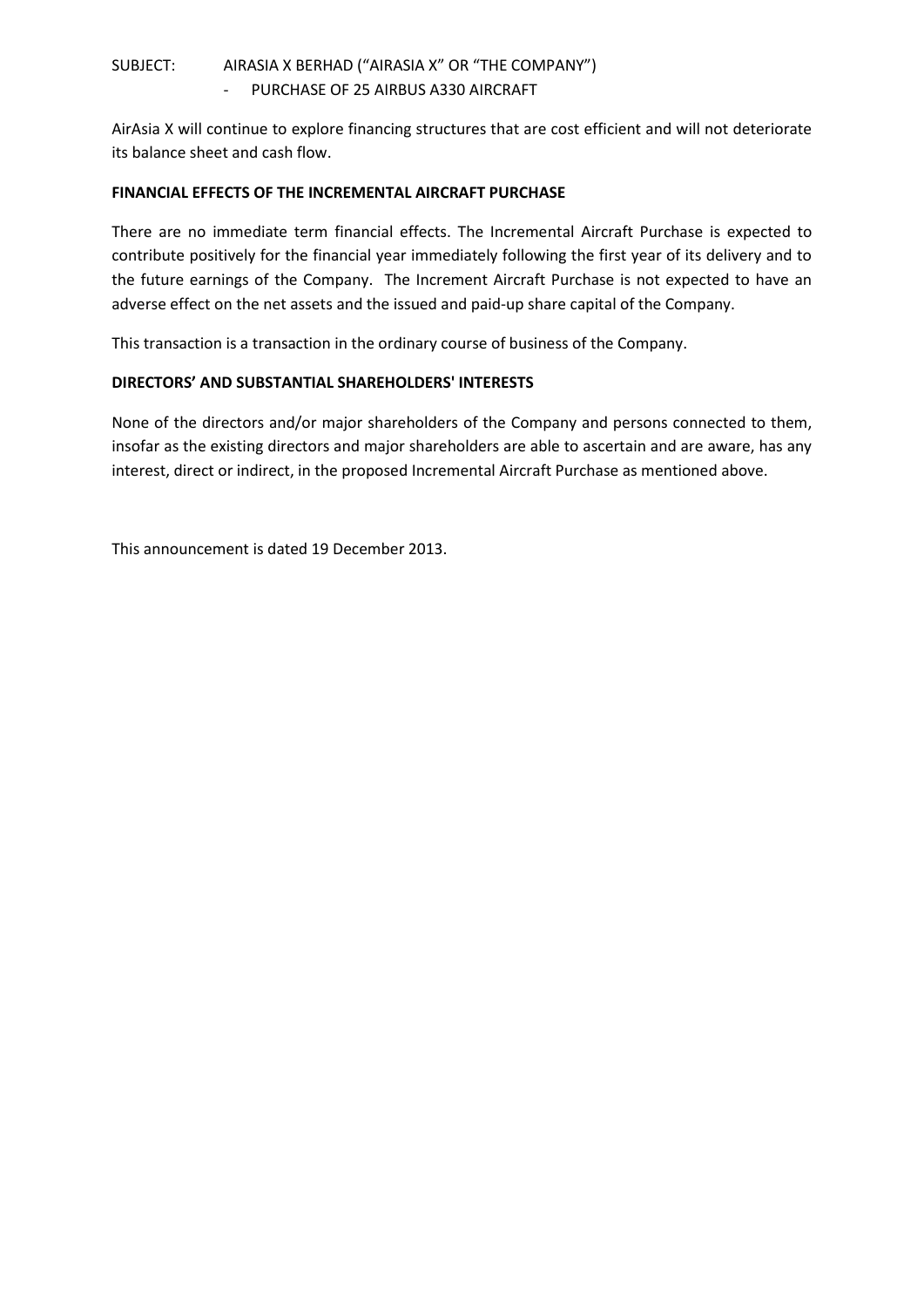SUBJECT: AIRASIA X BERHAD ("AIRASIA X" OR "THE COMPANY")
- PURCHASE OF 25 AIRBUS A330 AIRCRAFT

AirAsia X will continue to explore financing structures that are cost efficient and will not deteriorate its balance sheet and cash flow.

**FINANCIAL EFFECTS OF THE INCREMENTAL AIRCRAFT PURCHASE**

There are no immediate term financial effects. The Incremental Aircraft Purchase is expected to contribute positively for the financial year immediately following the first year of its delivery and to the future earnings of the Company. The Increment Aircraft Purchase is not expected to have an adverse effect on the net assets and the issued and paid-up share capital of the Company.

This transaction is a transaction in the ordinary course of business of the Company.

**DIRECTORS' AND SUBSTANTIAL SHAREHOLDERS' INTERESTS**

None of the directors and/or major shareholders of the Company and persons connected to them, insofar as the existing directors and major shareholders are able to ascertain and are aware, has any interest, direct or indirect, in the proposed Incremental Aircraft Purchase as mentioned above.

This announcement is dated 19 December 2013.